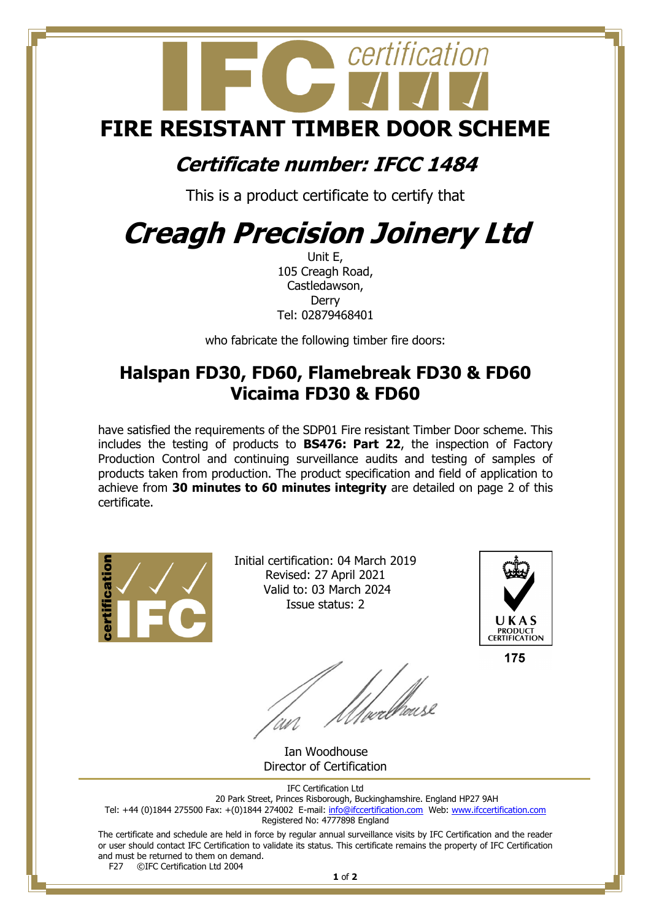# FIRE RESISTANT TIMBER DOOR SCHEME

## *Certificate number: IFCC 1484*

This is a product certificate to certify that

# *Creagh Precision Joinery Ltd*

Unit E,
105 Creagh Road,
Castledawson,
Derry
Tel: 02879468401

who fabricate the following timber fire doors:

## Halspan FD30, FD60, Flamebreak FD30 & FD60 Vicaima FD30 & FD60

have satisfied the requirements of the SDP01 Fire resistant Timber Door scheme. This includes the testing of products to **BS476: Part 22**, the inspection of Factory Production Control and continuing surveillance audits and testing of samples of products taken from production. The product specification and field of application to achieve from **30 minutes to 60 minutes integrity** are detailed on page 2 of this certificate.

Initial certification: 04 March 2019
Revised: 27 April 2021
Valid to: 03 March 2024
Issue status: 2

UKAS PRODUCT CERTIFICATION
175

Ian Woodhouse
Director of Certification

IFC Certification Ltd
20 Park Street, Princes Risborough, Buckinghamshire. England HP27 9AH
Tel: +44 (0)1844 275500 Fax: +(0)1844 274002 E-mail: info@ifccertification.com Web: www.ifccertification.com
Registered No: 4777898 England

The certificate and schedule are held in force by regular annual surveillance visits by IFC Certification and the reader or user should contact IFC Certification to validate its status. This certificate remains the property of IFC Certification and must be returned to them on demand.

F27 ©IFC Certification Ltd 2004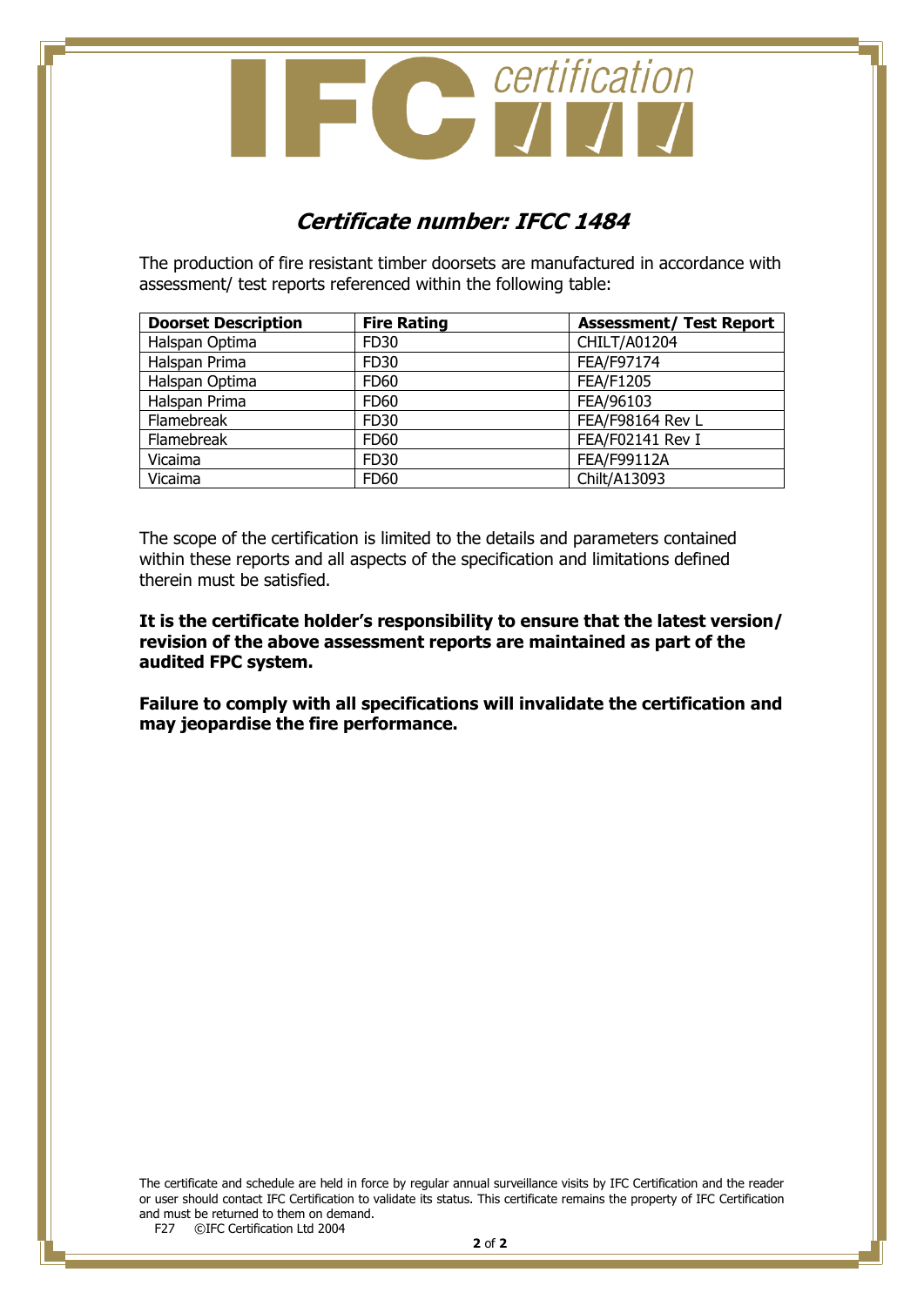## *Certificate number: IFCC 1484*

The production of fire resistant timber doorsets are manufactured in accordance with assessment/ test reports referenced within the following table:

| Doorset Description | Fire Rating | Assessment/ Test Report |
|---|---|---|
| Halspan Optima | FD30 | CHILT/A01204 |
| Halspan Prima | FD30 | FEA/F97174 |
| Halspan Optima | FD60 | FEA/F1205 |
| Halspan Prima | FD60 | FEA/96103 |
| Flamebreak | FD30 | FEA/F98164 Rev L |
| Flamebreak | FD60 | FEA/F02141 Rev I |
| Vicaima | FD30 | FEA/F99112A |
| Vicaima | FD60 | Chilt/A13093 |

The scope of the certification is limited to the details and parameters contained within these reports and all aspects of the specification and limitations defined therein must be satisfied.

**It is the certificate holder's responsibility to ensure that the latest version/ revision of the above assessment reports are maintained as part of the audited FPC system.**

**Failure to comply with all specifications will invalidate the certification and may jeopardise the fire performance.**

The certificate and schedule are held in force by regular annual surveillance visits by IFC Certification and the reader or user should contact IFC Certification to validate its status. This certificate remains the property of IFC Certification and must be returned to them on demand.

F27 ©IFC Certification Ltd 2004